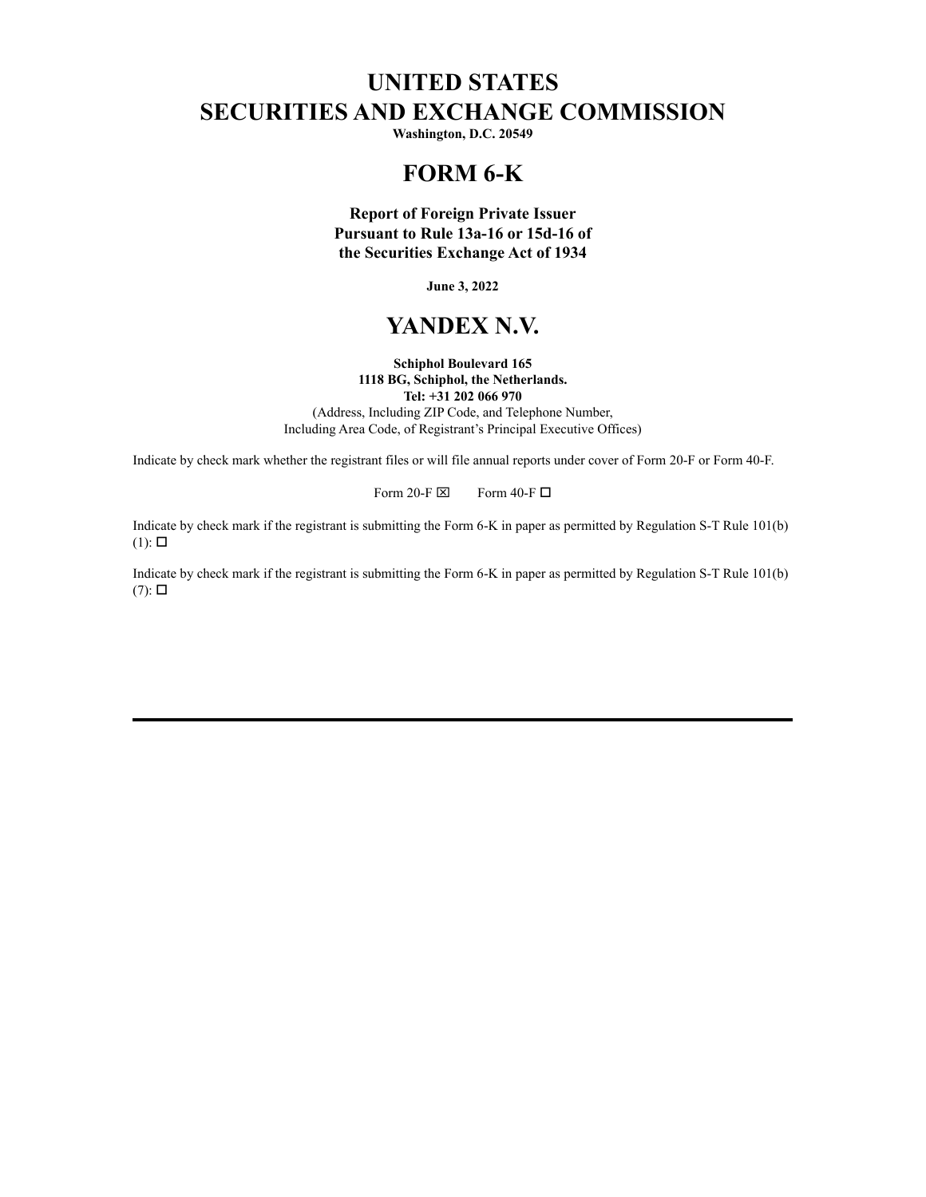# UNITED STATES
# SECURITIES AND EXCHANGE COMMISSION

**Washington, D.C. 20549**

# FORM 6-K

**Report of Foreign Private Issuer**
**Pursuant to Rule 13a-16 or 15d-16 of**
**the Securities Exchange Act of 1934**

**June 3, 2022**

# YANDEX N.V.

**Schiphol Boulevard 165**
**1118 BG, Schiphol, the Netherlands.**
**Tel: +31 202 066 970**
(Address, Including ZIP Code, and Telephone Number,
Including Area Code, of Registrant's Principal Executive Offices)

Indicate by check mark whether the registrant files or will file annual reports under cover of Form 20-F or Form 40-F.

Form 20-F ☒  Form 40-F ☐

Indicate by check mark if the registrant is submitting the Form 6-K in paper as permitted by Regulation S-T Rule 101(b)(1): ☐

Indicate by check mark if the registrant is submitting the Form 6-K in paper as permitted by Regulation S-T Rule 101(b)(7): ☐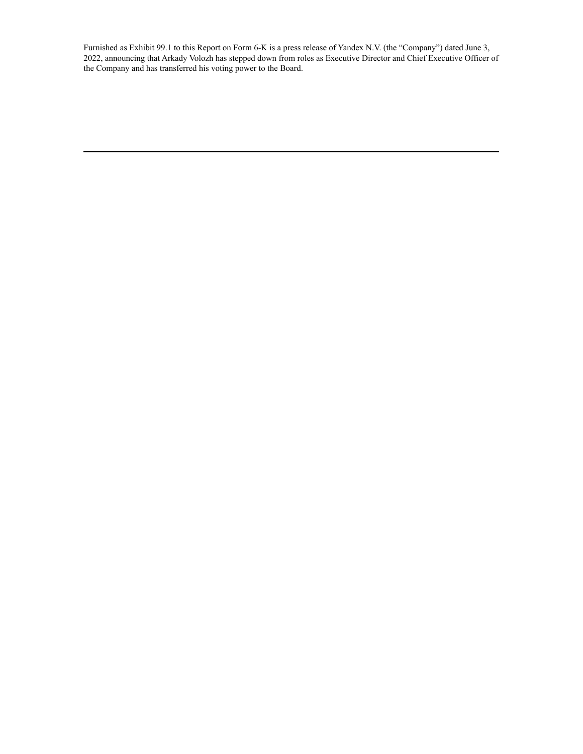Furnished as Exhibit 99.1 to this Report on Form 6-K is a press release of Yandex N.V. (the "Company") dated June 3, 2022, announcing that Arkady Volozh has stepped down from roles as Executive Director and Chief Executive Officer of the Company and has transferred his voting power to the Board.

---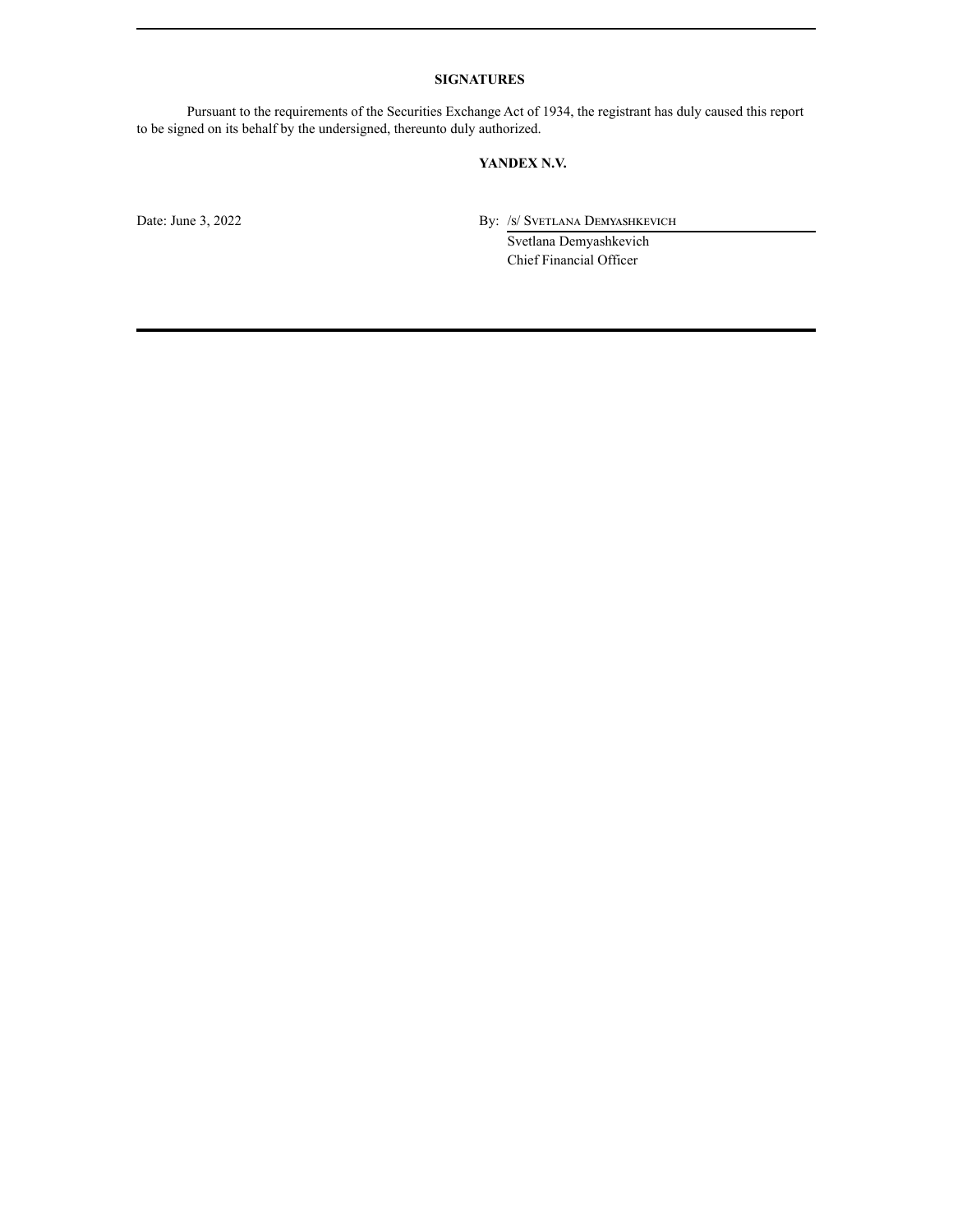## SIGNATURES

Pursuant to the requirements of the Securities Exchange Act of 1934, the registrant has duly caused this report to be signed on its behalf by the undersigned, thereunto duly authorized.

**YANDEX N.V.**

Date: June 3, 2022

By: /s/ Svetlana Demyashkevich

Svetlana Demyashkevich

Chief Financial Officer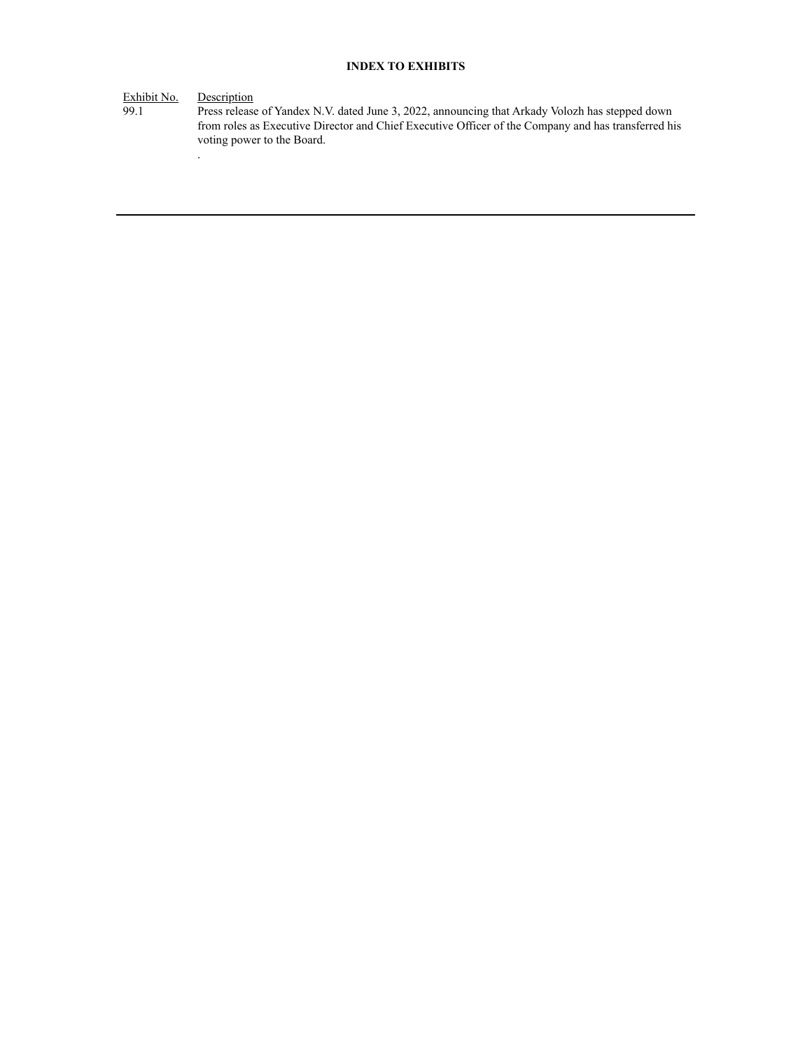**INDEX TO EXHIBITS**

| Exhibit No. | Description |
| --- | --- |
| 99.1 | Press release of Yandex N.V. dated June 3, 2022, announcing that Arkady Volozh has stepped down from roles as Executive Director and Chief Executive Officer of the Company and has transferred his voting power to the Board. . |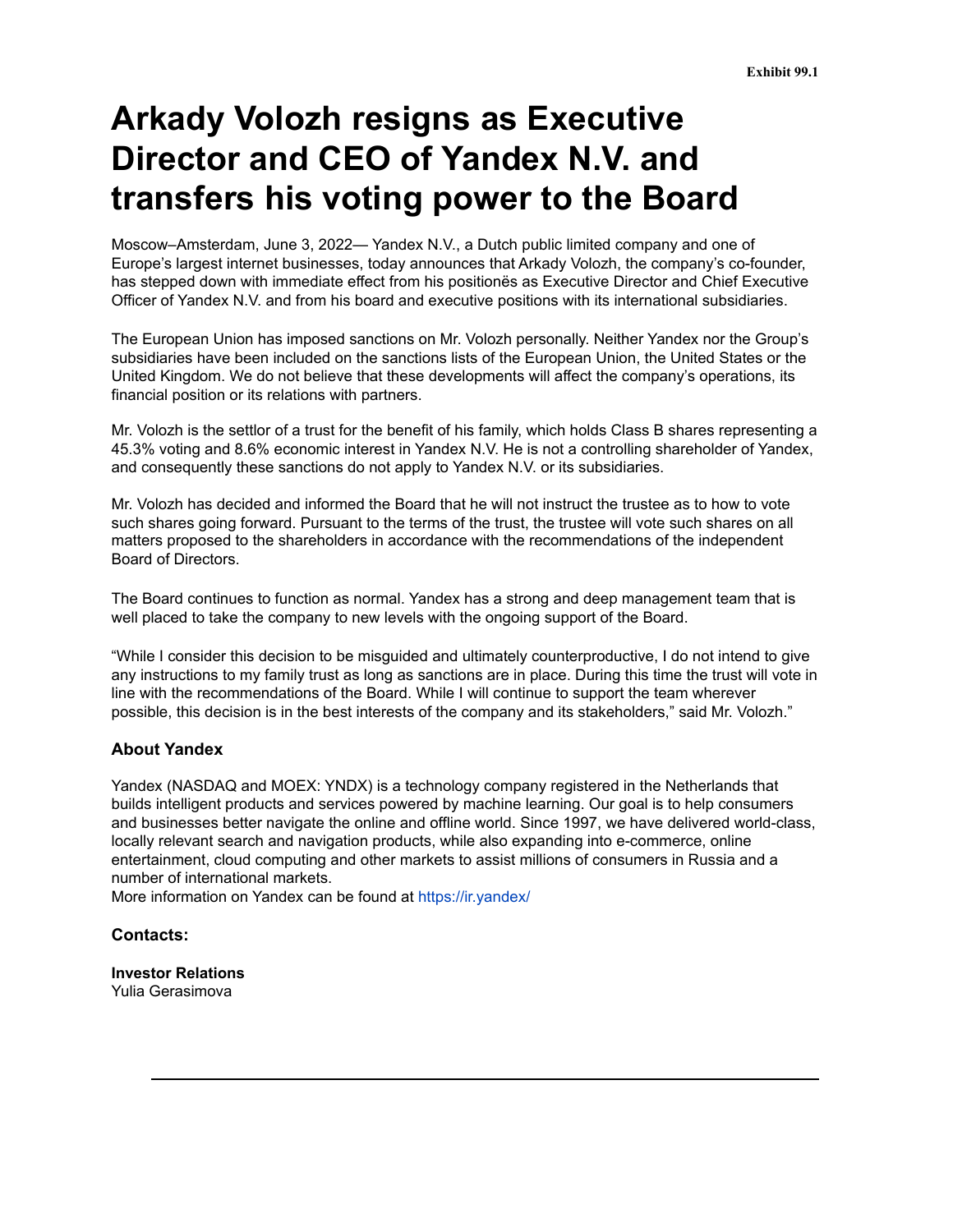**Exhibit 99.1**

# Arkady Volozh resigns as Executive Director and CEO of Yandex N.V. and transfers his voting power to the Board

Moscow–Amsterdam, June 3, 2022— Yandex N.V., a Dutch public limited company and one of Europe's largest internet businesses, today announces that Arkady Volozh, the company's co-founder, has stepped down with immediate effect from his positionёs as Executive Director and Chief Executive Officer of Yandex N.V. and from his board and executive positions with its international subsidiaries.

The European Union has imposed sanctions on Mr. Volozh personally. Neither Yandex nor the Group's subsidiaries have been included on the sanctions lists of the European Union, the United States or the United Kingdom. We do not believe that these developments will affect the company's operations, its financial position or its relations with partners.

Mr. Volozh is the settlor of a trust for the benefit of his family, which holds Class B shares representing a 45.3% voting and 8.6% economic interest in Yandex N.V. He is not a controlling shareholder of Yandex, and consequently these sanctions do not apply to Yandex N.V. or its subsidiaries.

Mr. Volozh has decided and informed the Board that he will not instruct the trustee as to how to vote such shares going forward. Pursuant to the terms of the trust, the trustee will vote such shares on all matters proposed to the shareholders in accordance with the recommendations of the independent Board of Directors.

The Board continues to function as normal. Yandex has a strong and deep management team that is well placed to take the company to new levels with the ongoing support of the Board.

"While I consider this decision to be misguided and ultimately counterproductive, I do not intend to give any instructions to my family trust as long as sanctions are in place. During this time the trust will vote in line with the recommendations of the Board. While I will continue to support the team wherever possible, this decision is in the best interests of the company and its stakeholders," said Mr. Volozh."

### About Yandex

Yandex (NASDAQ and MOEX: YNDX) is a technology company registered in the Netherlands that builds intelligent products and services powered by machine learning. Our goal is to help consumers and businesses better navigate the online and offline world. Since 1997, we have delivered world-class, locally relevant search and navigation products, while also expanding into e-commerce, online entertainment, cloud computing and other markets to assist millions of consumers in Russia and a number of international markets.
More information on Yandex can be found at https://ir.yandex/

### Contacts:

**Investor Relations**
Yulia Gerasimova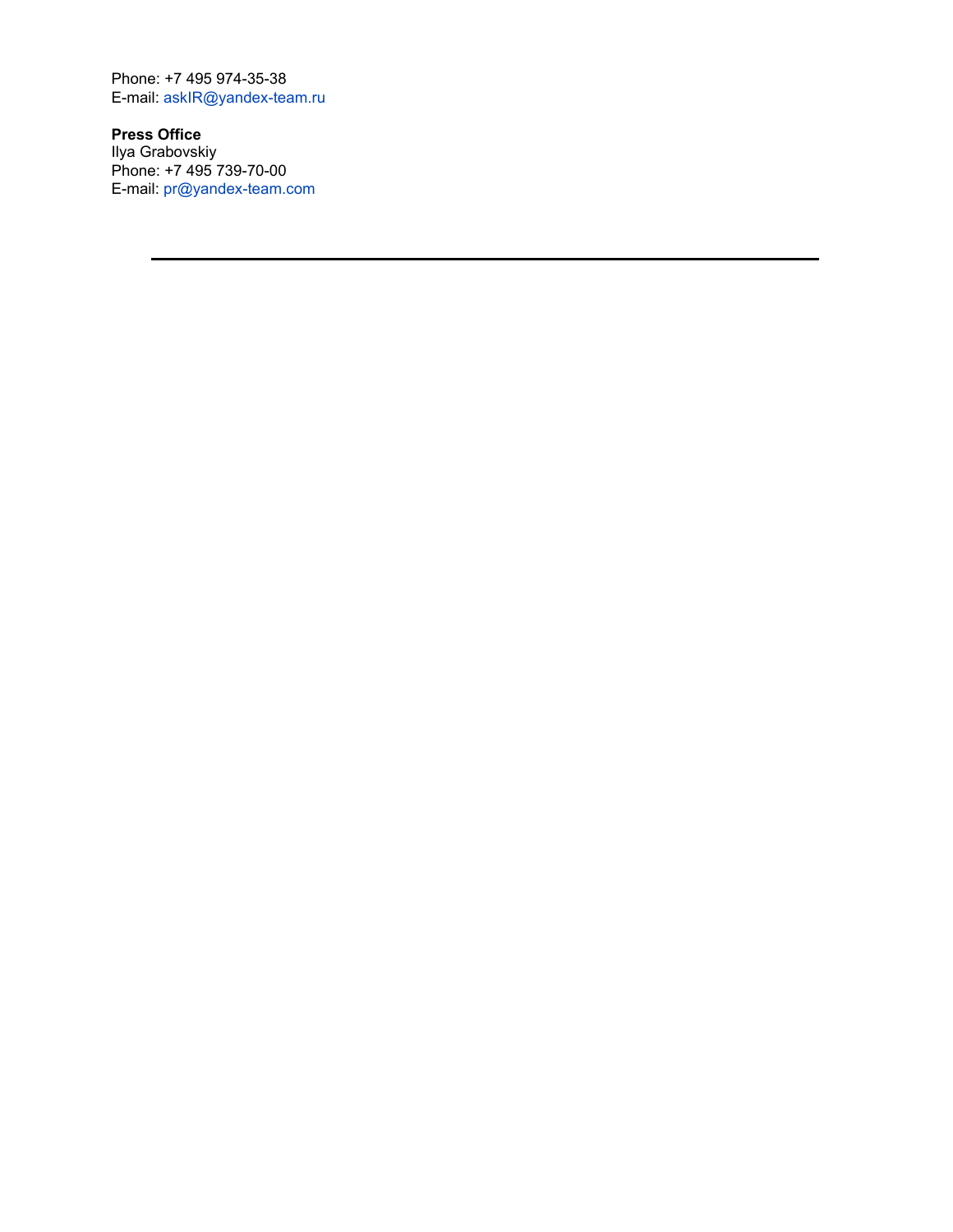Phone: +7 495 974-35-38
E-mail: askIR@yandex-team.ru

**Press Office**
Ilya Grabovskiy
Phone: +7 495 739-70-00
E-mail: pr@yandex-team.com

---